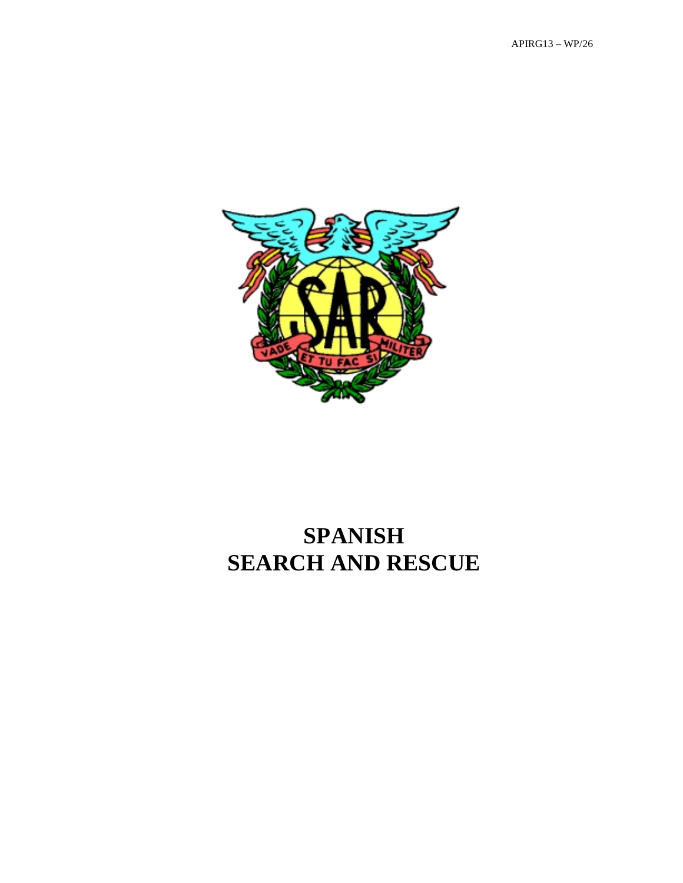# SPANISH SEARCH AND RESCUE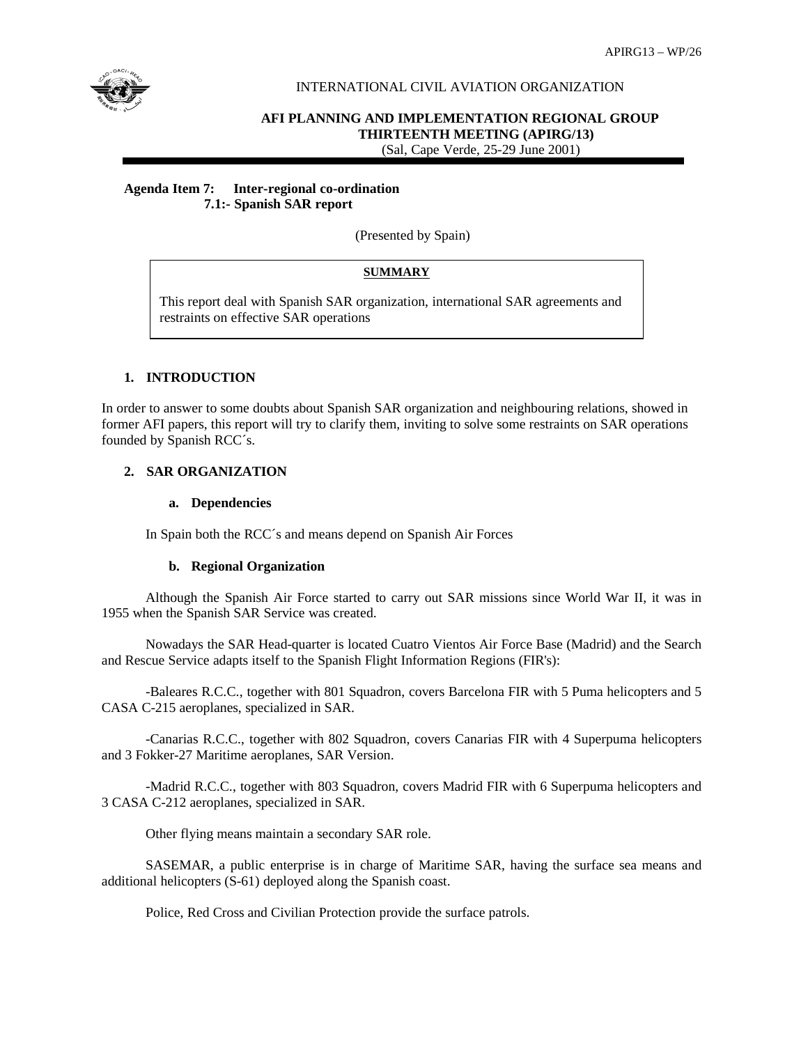INTERNATIONAL CIVIL AVIATION ORGANIZATION

**AFI PLANNING AND IMPLEMENTATION REGIONAL GROUP THIRTEENTH MEETING (APIRG/13)**
(Sal, Cape Verde, 25-29 June 2001)

**Agenda Item 7: Inter-regional co-ordination**
**7.1:- Spanish SAR report**

(Presented by Spain)

**SUMMARY**

This report deal with Spanish SAR organization, international SAR agreements and restraints on effective SAR operations

## 1. INTRODUCTION

In order to answer to some doubts about Spanish SAR organization and neighbouring relations, showed in former AFI papers, this report will try to clarify them, inviting to solve some restraints on SAR operations founded by Spanish RCC´s.

## 2. SAR ORGANIZATION

### a. Dependencies

In Spain both the RCC´s and means depend on Spanish Air Forces

### b. Regional Organization

Although the Spanish Air Force started to carry out SAR missions since World War II, it was in 1955 when the Spanish SAR Service was created.

Nowadays the SAR Head-quarter is located Cuatro Vientos Air Force Base (Madrid) and the Search and Rescue Service adapts itself to the Spanish Flight Information Regions (FIR's):

-Baleares R.C.C., together with 801 Squadron, covers Barcelona FIR with 5 Puma helicopters and 5 CASA C-215 aeroplanes, specialized in SAR.

-Canarias R.C.C., together with 802 Squadron, covers Canarias FIR with 4 Superpuma helicopters and 3 Fokker-27 Maritime aeroplanes, SAR Version.

-Madrid R.C.C., together with 803 Squadron, covers Madrid FIR with 6 Superpuma helicopters and 3 CASA C-212 aeroplanes, specialized in SAR.

Other flying means maintain a secondary SAR role.

SASEMAR, a public enterprise is in charge of Maritime SAR, having the surface sea means and additional helicopters (S-61) deployed along the Spanish coast.

Police, Red Cross and Civilian Protection provide the surface patrols.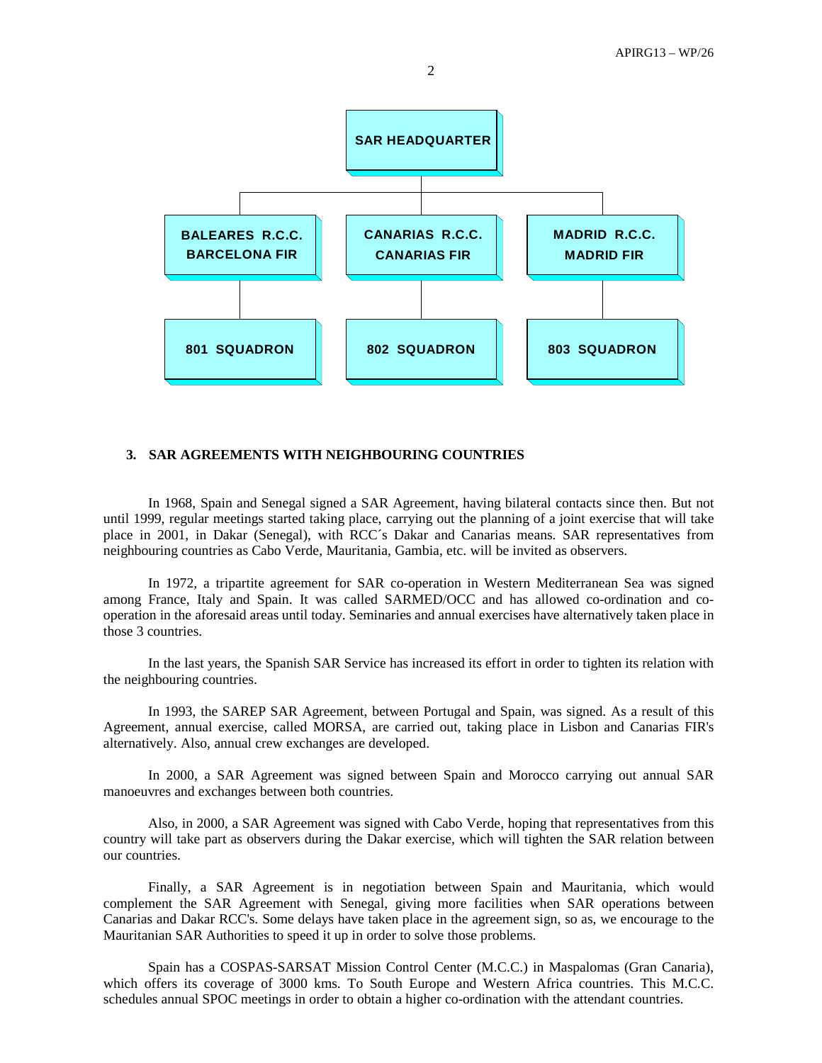SAR HEADQUARTER

| BALEARES R.C.C. BARCELONA FIR | CANARIAS R.C.C. CANARIAS FIR | MADRID R.C.C. MADRID FIR |
|---|---|---|
| 801 SQUADRON | 802 SQUADRON | 803 SQUADRON |

## 3. SAR AGREEMENTS WITH NEIGHBOURING COUNTRIES

In 1968, Spain and Senegal signed a SAR Agreement, having bilateral contacts since then. But not until 1999, regular meetings started taking place, carrying out the planning of a joint exercise that will take place in 2001, in Dakar (Senegal), with RCC´s Dakar and Canarias means. SAR representatives from neighbouring countries as Cabo Verde, Mauritania, Gambia, etc. will be invited as observers.

In 1972, a tripartite agreement for SAR co-operation in Western Mediterranean Sea was signed among France, Italy and Spain. It was called SARMED/OCC and has allowed co-ordination and co-operation in the aforesaid areas until today. Seminaries and annual exercises have alternatively taken place in those 3 countries.

In the last years, the Spanish SAR Service has increased its effort in order to tighten its relation with the neighbouring countries.

In 1993, the SAREP SAR Agreement, between Portugal and Spain, was signed. As a result of this Agreement, annual exercise, called MORSA, are carried out, taking place in Lisbon and Canarias FIR's alternatively. Also, annual crew exchanges are developed.

In 2000, a SAR Agreement was signed between Spain and Morocco carrying out annual SAR manoeuvres and exchanges between both countries.

Also, in 2000, a SAR Agreement was signed with Cabo Verde, hoping that representatives from this country will take part as observers during the Dakar exercise, which will tighten the SAR relation between our countries.

Finally, a SAR Agreement is in negotiation between Spain and Mauritania, which would complement the SAR Agreement with Senegal, giving more facilities when SAR operations between Canarias and Dakar RCC's. Some delays have taken place in the agreement sign, so as, we encourage to the Mauritanian SAR Authorities to speed it up in order to solve those problems.

Spain has a COSPAS-SARSAT Mission Control Center (M.C.C.) in Maspalomas (Gran Canaria), which offers its coverage of 3000 kms. To South Europe and Western Africa countries. This M.C.C. schedules annual SPOC meetings in order to obtain a higher co-ordination with the attendant countries.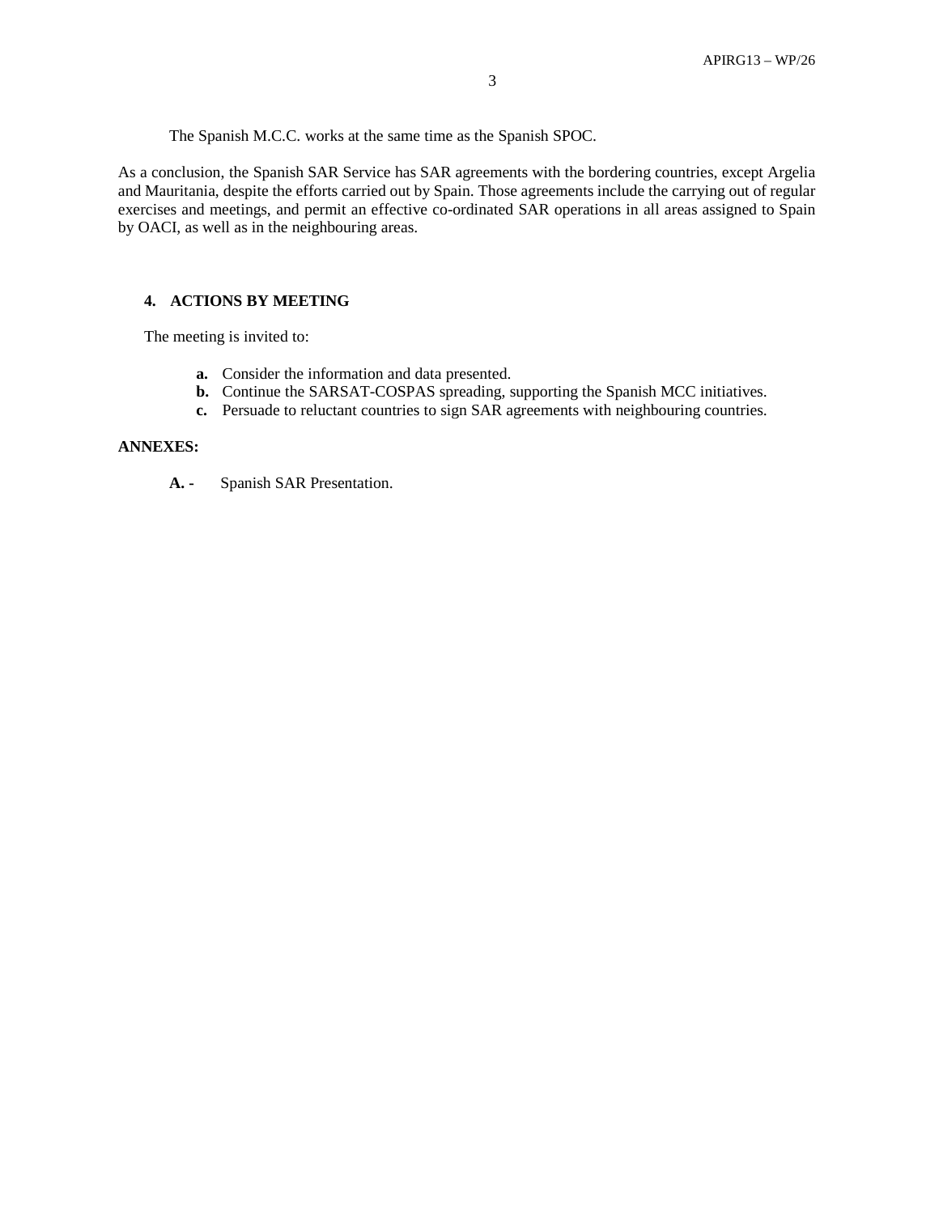The Spanish M.C.C. works at the same time as the Spanish SPOC.

As a conclusion, the Spanish SAR Service has SAR agreements with the bordering countries, except Argelia and Mauritania, despite the efforts carried out by Spain. Those agreements include the carrying out of regular exercises and meetings, and permit an effective co-ordinated SAR operations in all areas assigned to Spain by OACI, as well as in the neighbouring areas.

## 4. ACTIONS BY MEETING

The meeting is invited to:

- **a.** Consider the information and data presented.
- **b.** Continue the SARSAT-COSPAS spreading, supporting the Spanish MCC initiatives.
- **c.** Persuade to reluctant countries to sign SAR agreements with neighbouring countries.

**ANNEXES:**

**A. -** Spanish SAR Presentation.